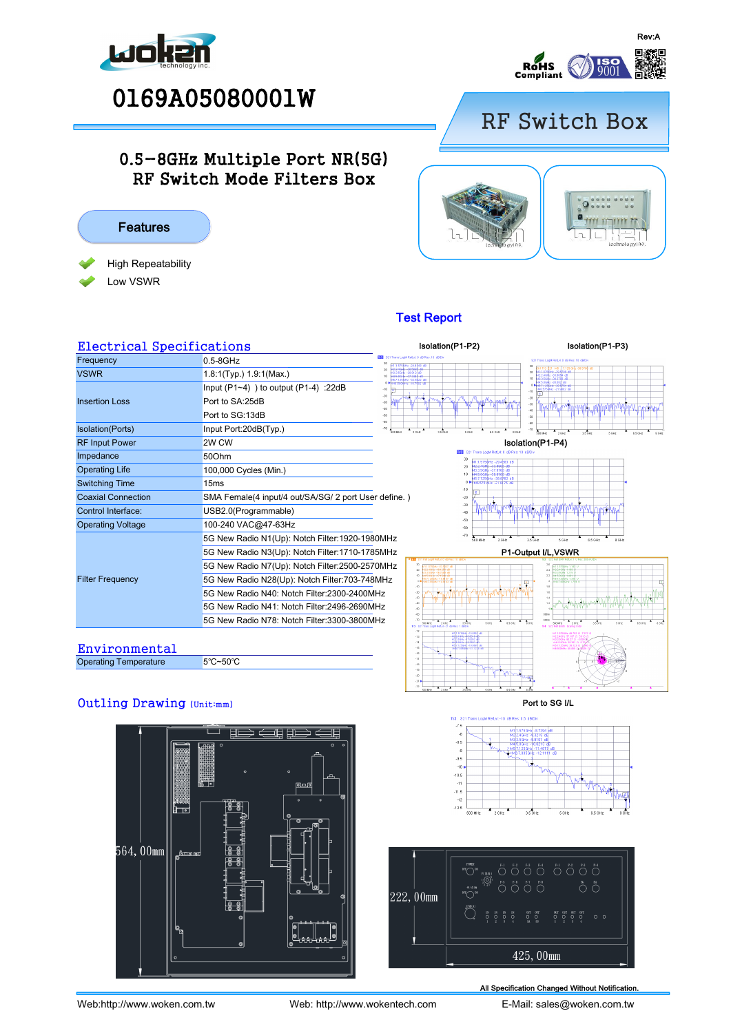Rev:A

# 0169A05080001W

## RF Switch Box

### 0.5–8GHz Multiple Port NR(5G) RF Switch Mode Filters Box

### Features

- High Repeatability
- Low VSWR

## Test Report

Isolation(P1-P2)

Isolation(P1-P3)

Isolation(P1-P4)

P1-Output I/L,VSWR

Port to SG I/L

## Electrical Specifications

| Parameter | Value |
|---|---|
| Frequency | 0.5-8GHz |
| VSWR | 1.8:1(Typ.) 1.9:1(Max.) |
| Insertion Loss | Input (P1~4) ) to output (P1-4) :22dB<br>Port to SA:25dB<br>Port to SG:13dB |
| Isolation(Ports) | Input Port:20dB(Typ.) |
| RF Input Power | 2W CW |
| Impedance | 50Ohm |
| Operating Life | 100,000 Cycles (Min.) |
| Switching Time | 15ms |
| Coaxial Connection | SMA Female(4 input/4 out/SA/SG/ 2 port User define. ) |
| Control Interface: | USB2.0(Programmable) |
| Operating Voltage | 100-240 VAC@47-63Hz |
| Filter Frequency | 5G New Radio N1(Up): Notch Filter:1920-1980MHz<br>5G New Radio N3(Up): Notch Filter:1710-1785MHz<br>5G New Radio N7(Up): Notch Filter:2500-2570MHz<br>5G New Radio N28(Up): Notch Filter:703-748MHz<br>5G New Radio N40: Notch Filter:2300-2400MHz<br>5G New Radio N41: Notch Filter:2496-2690MHz<br>5G New Radio N78: Notch Filter:3300-3800MHz |

## Environmental

| Parameter | Value |
|---|---|
| Operating Temperature | 5℃~50℃ |

## Outling Drawing (Unit:mm)

564, 00mm

222, 00mm

425, 00mm

All Specification Changed Without Notification.

Web:http://www.woken.com.tw Web: http://www.wokentech.com E-Mail: sales@woken.com.tw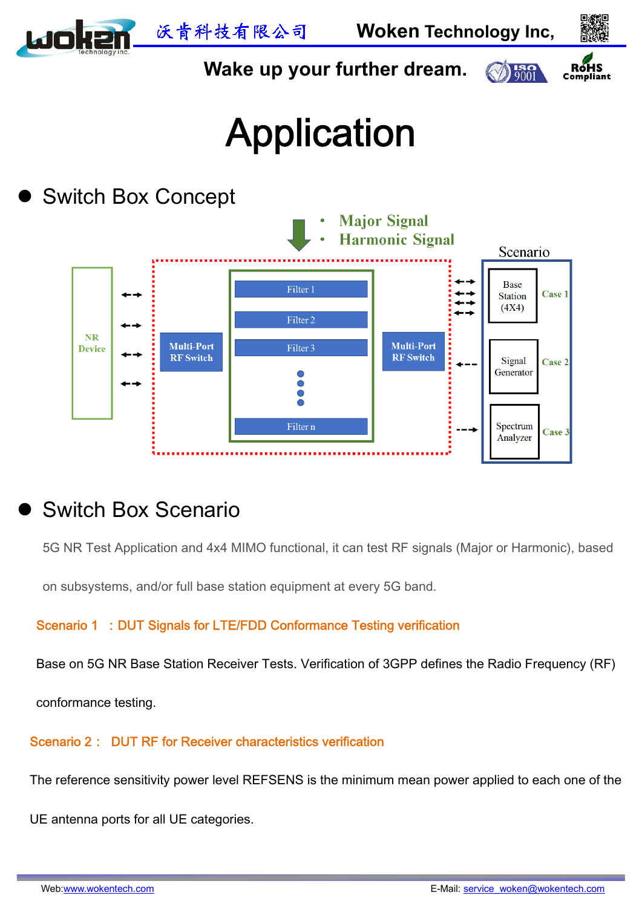# Application

- **Switch Box Concept**

- Major Signal
- Harmonic Signal

Scenario

NR Device | Multi-Port RF Switch | Filter 1, Filter 2, Filter 3, ..., Filter n | Multi-Port RF Switch | Base Station (4X4) — Case 1; Signal Generator — Case 2; Spectrum Analyzer — Case 3

- **Switch Box Scenario**

5G NR Test Application and 4x4 MIMO functional, it can test RF signals (Major or Harmonic), based on subsystems, and/or full base station equipment at every 5G band.

**Scenario 1 ：DUT Signals for LTE/FDD Conformance Testing verification**

Base on 5G NR Base Station Receiver Tests. Verification of 3GPP defines the Radio Frequency (RF) conformance testing.

**Scenario 2： DUT RF for Receiver characteristics verification**

The reference sensitivity power level REFSENS is the minimum mean power applied to each one of the UE antenna ports for all UE categories.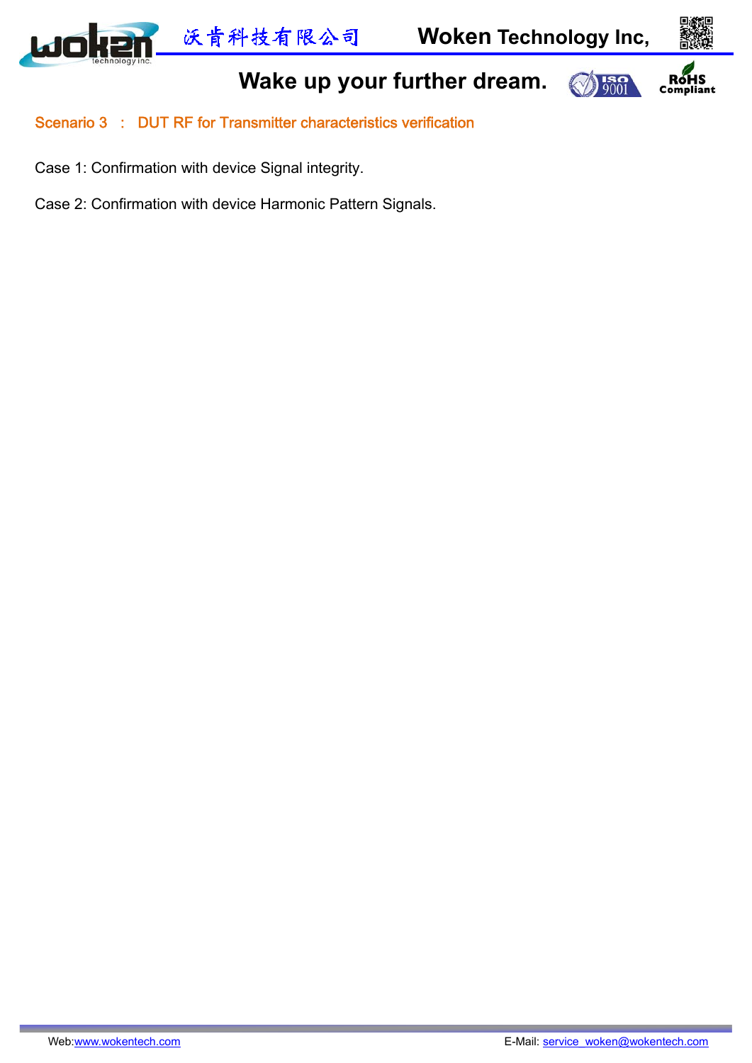## Scenario 3 ： DUT RF for Transmitter characteristics verification

Case 1: Confirmation with device Signal integrity.

Case 2: Confirmation with device Harmonic Pattern Signals.